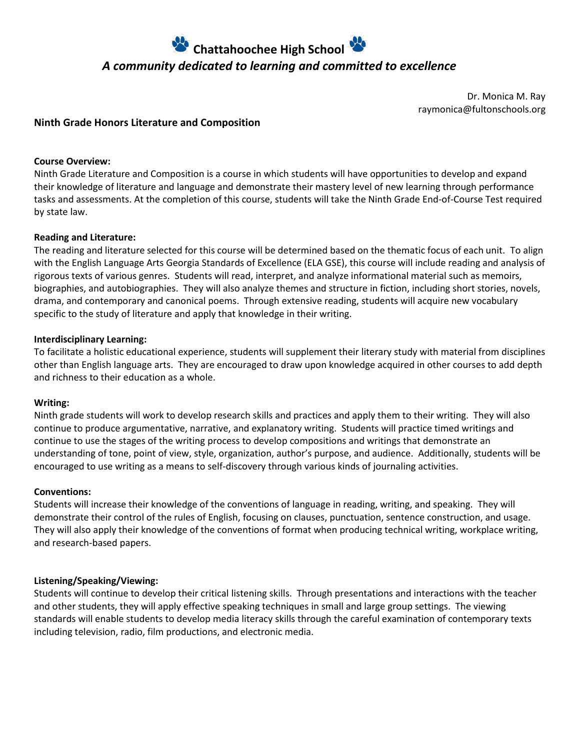# Chattahoochee High School

*A community dedicated to learning and committed to excellence*

Dr. Monica M. Ray
raymonica@fultonschools.org

## Ninth Grade Honors Literature and Composition

**Course Overview:**
Ninth Grade Literature and Composition is a course in which students will have opportunities to develop and expand their knowledge of literature and language and demonstrate their mastery level of new learning through performance tasks and assessments. At the completion of this course, students will take the Ninth Grade End-of-Course Test required by state law.

**Reading and Literature:**
The reading and literature selected for this course will be determined based on the thematic focus of each unit. To align with the English Language Arts Georgia Standards of Excellence (ELA GSE), this course will include reading and analysis of rigorous texts of various genres. Students will read, interpret, and analyze informational material such as memoirs, biographies, and autobiographies. They will also analyze themes and structure in fiction, including short stories, novels, drama, and contemporary and canonical poems. Through extensive reading, students will acquire new vocabulary specific to the study of literature and apply that knowledge in their writing.

**Interdisciplinary Learning:**
To facilitate a holistic educational experience, students will supplement their literary study with material from disciplines other than English language arts. They are encouraged to draw upon knowledge acquired in other courses to add depth and richness to their education as a whole.

**Writing:**
Ninth grade students will work to develop research skills and practices and apply them to their writing. They will also continue to produce argumentative, narrative, and explanatory writing. Students will practice timed writings and continue to use the stages of the writing process to develop compositions and writings that demonstrate an understanding of tone, point of view, style, organization, author's purpose, and audience. Additionally, students will be encouraged to use writing as a means to self-discovery through various kinds of journaling activities.

**Conventions:**
Students will increase their knowledge of the conventions of language in reading, writing, and speaking. They will demonstrate their control of the rules of English, focusing on clauses, punctuation, sentence construction, and usage. They will also apply their knowledge of the conventions of format when producing technical writing, workplace writing, and research-based papers.

**Listening/Speaking/Viewing:**
Students will continue to develop their critical listening skills. Through presentations and interactions with the teacher and other students, they will apply effective speaking techniques in small and large group settings. The viewing standards will enable students to develop media literacy skills through the careful examination of contemporary texts including television, radio, film productions, and electronic media.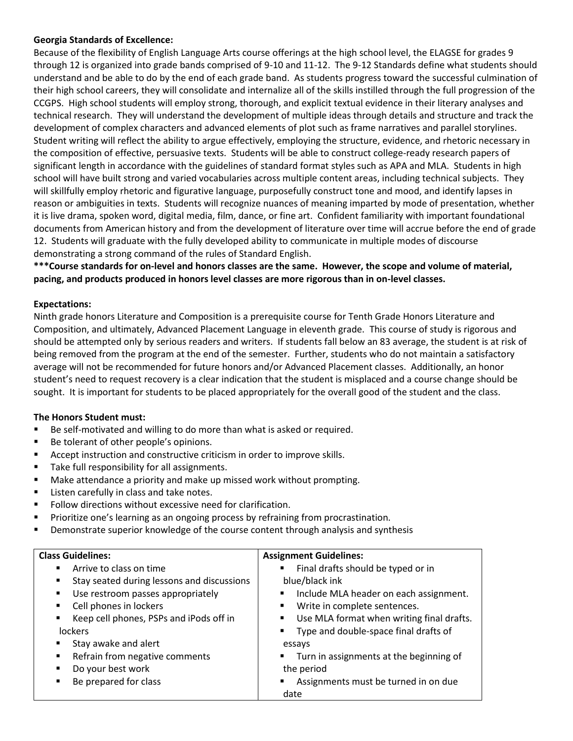**Georgia Standards of Excellence:**

Because of the flexibility of English Language Arts course offerings at the high school level, the ELAGSE for grades 9 through 12 is organized into grade bands comprised of 9-10 and 11-12. The 9-12 Standards define what students should understand and be able to do by the end of each grade band. As students progress toward the successful culmination of their high school careers, they will consolidate and internalize all of the skills instilled through the full progression of the CCGPS. High school students will employ strong, thorough, and explicit textual evidence in their literary analyses and technical research. They will understand the development of multiple ideas through details and structure and track the development of complex characters and advanced elements of plot such as frame narratives and parallel storylines. Student writing will reflect the ability to argue effectively, employing the structure, evidence, and rhetoric necessary in the composition of effective, persuasive texts. Students will be able to construct college-ready research papers of significant length in accordance with the guidelines of standard format styles such as APA and MLA. Students in high school will have built strong and varied vocabularies across multiple content areas, including technical subjects. They will skillfully employ rhetoric and figurative language, purposefully construct tone and mood, and identify lapses in reason or ambiguities in texts. Students will recognize nuances of meaning imparted by mode of presentation, whether it is live drama, spoken word, digital media, film, dance, or fine art. Confident familiarity with important foundational documents from American history and from the development of literature over time will accrue before the end of grade 12. Students will graduate with the fully developed ability to communicate in multiple modes of discourse demonstrating a strong command of the rules of Standard English.

**\*\*\*Course standards for on-level and honors classes are the same. However, the scope and volume of material, pacing, and products produced in honors level classes are more rigorous than in on-level classes.**

**Expectations:**

Ninth grade honors Literature and Composition is a prerequisite course for Tenth Grade Honors Literature and Composition, and ultimately, Advanced Placement Language in eleventh grade. This course of study is rigorous and should be attempted only by serious readers and writers. If students fall below an 83 average, the student is at risk of being removed from the program at the end of the semester. Further, students who do not maintain a satisfactory average will not be recommended for future honors and/or Advanced Placement classes. Additionally, an honor student's need to request recovery is a clear indication that the student is misplaced and a course change should be sought. It is important for students to be placed appropriately for the overall good of the student and the class.

**The Honors Student must:**

- Be self-motivated and willing to do more than what is asked or required.
- Be tolerant of other people's opinions.
- Accept instruction and constructive criticism in order to improve skills.
- Take full responsibility for all assignments.
- Make attendance a priority and make up missed work without prompting.
- Listen carefully in class and take notes.
- Follow directions without excessive need for clarification.
- Prioritize one's learning as an ongoing process by refraining from procrastination.
- Demonstrate superior knowledge of the course content through analysis and synthesis

| **Class Guidelines:** | **Assignment Guidelines:** |
|---|---|
| ▪ Arrive to class on time<br>▪ Stay seated during lessons and discussions<br>▪ Use restroom passes appropriately<br>▪ Cell phones in lockers<br>▪ Keep cell phones, PSPs and iPods off in lockers<br>▪ Stay awake and alert<br>▪ Refrain from negative comments<br>▪ Do your best work<br>▪ Be prepared for class | ▪ Final drafts should be typed or in blue/black ink<br>▪ Include MLA header on each assignment.<br>▪ Write in complete sentences.<br>▪ Use MLA format when writing final drafts.<br>▪ Type and double-space final drafts of essays<br>▪ Turn in assignments at the beginning of the period<br>▪ Assignments must be turned in on due date |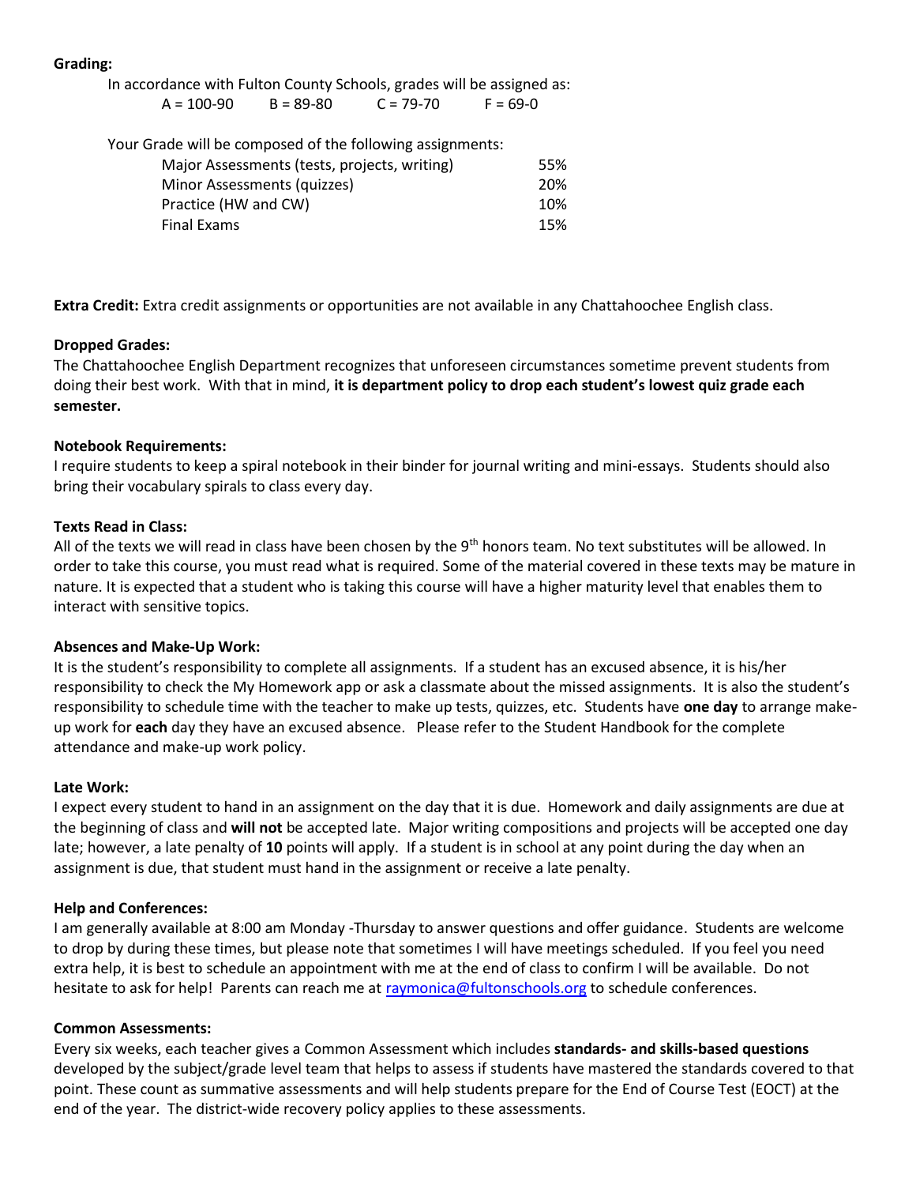**Grading:**

In accordance with Fulton County Schools, grades will be assigned as:

A = 100-90 B = 89-80 C = 79-70 F = 69-0

Your Grade will be composed of the following assignments:

| | |
|---|---|
| Major Assessments (tests, projects, writing) | 55% |
| Minor Assessments (quizzes) | 20% |
| Practice (HW and CW) | 10% |
| Final Exams | 15% |

**Extra Credit:** Extra credit assignments or opportunities are not available in any Chattahoochee English class.

**Dropped Grades:**

The Chattahoochee English Department recognizes that unforeseen circumstances sometime prevent students from doing their best work. With that in mind, **it is department policy to drop each student's lowest quiz grade each semester.**

**Notebook Requirements:**

I require students to keep a spiral notebook in their binder for journal writing and mini-essays. Students should also bring their vocabulary spirals to class every day.

**Texts Read in Class:**

All of the texts we will read in class have been chosen by the 9th honors team. No text substitutes will be allowed. In order to take this course, you must read what is required. Some of the material covered in these texts may be mature in nature. It is expected that a student who is taking this course will have a higher maturity level that enables them to interact with sensitive topics.

**Absences and Make-Up Work:**

It is the student's responsibility to complete all assignments. If a student has an excused absence, it is his/her responsibility to check the My Homework app or ask a classmate about the missed assignments. It is also the student's responsibility to schedule time with the teacher to make up tests, quizzes, etc. Students have **one day** to arrange make-up work for **each** day they have an excused absence. Please refer to the Student Handbook for the complete attendance and make-up work policy.

**Late Work:**

I expect every student to hand in an assignment on the day that it is due. Homework and daily assignments are due at the beginning of class and **will not** be accepted late. Major writing compositions and projects will be accepted one day late; however, a late penalty of **10** points will apply. If a student is in school at any point during the day when an assignment is due, that student must hand in the assignment or receive a late penalty.

**Help and Conferences:**

I am generally available at 8:00 am Monday -Thursday to answer questions and offer guidance. Students are welcome to drop by during these times, but please note that sometimes I will have meetings scheduled. If you feel you need extra help, it is best to schedule an appointment with me at the end of class to confirm I will be available. Do not hesitate to ask for help! Parents can reach me at raymonica@fultonschools.org to schedule conferences.

**Common Assessments:**

Every six weeks, each teacher gives a Common Assessment which includes **standards- and skills-based questions** developed by the subject/grade level team that helps to assess if students have mastered the standards covered to that point. These count as summative assessments and will help students prepare for the End of Course Test (EOCT) at the end of the year. The district-wide recovery policy applies to these assessments.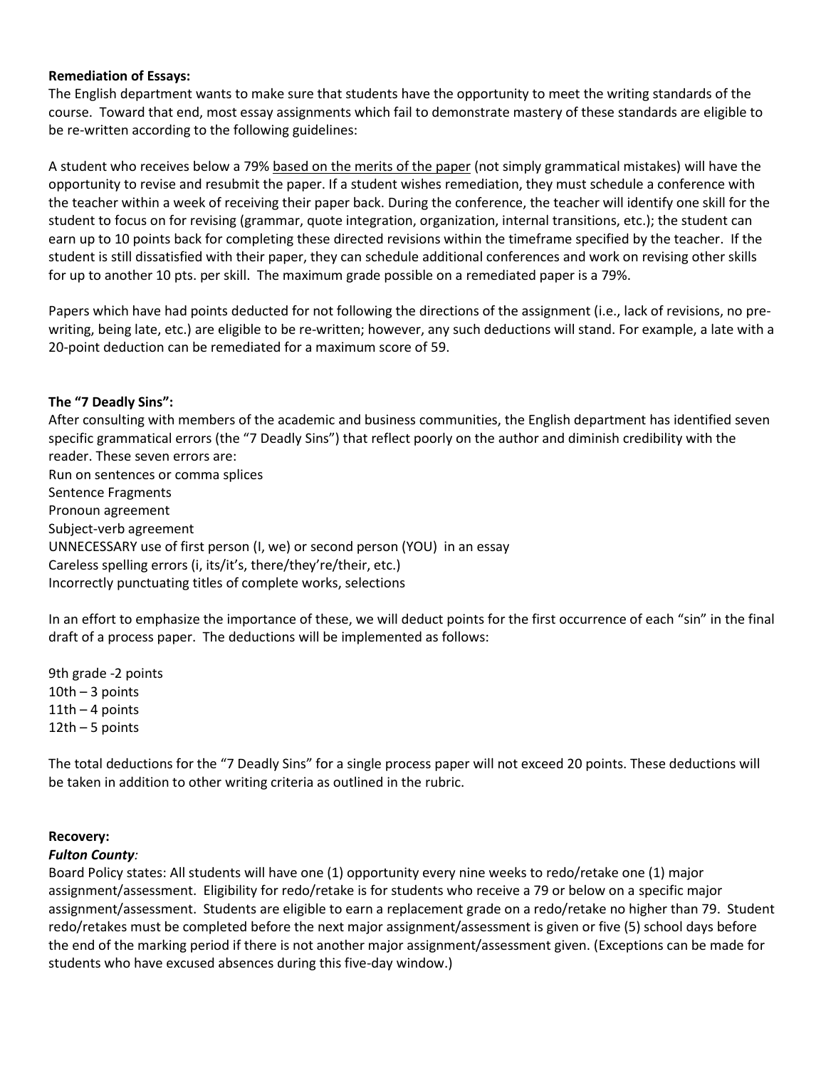**Remediation of Essays:**
The English department wants to make sure that students have the opportunity to meet the writing standards of the course. Toward that end, most essay assignments which fail to demonstrate mastery of these standards are eligible to be re-written according to the following guidelines:

A student who receives below a 79% <u>based on the merits of the paper</u> (not simply grammatical mistakes) will have the opportunity to revise and resubmit the paper. If a student wishes remediation, they must schedule a conference with the teacher within a week of receiving their paper back. During the conference, the teacher will identify one skill for the student to focus on for revising (grammar, quote integration, organization, internal transitions, etc.); the student can earn up to 10 points back for completing these directed revisions within the timeframe specified by the teacher. If the student is still dissatisfied with their paper, they can schedule additional conferences and work on revising other skills for up to another 10 pts. per skill. The maximum grade possible on a remediated paper is a 79%.

Papers which have had points deducted for not following the directions of the assignment (i.e., lack of revisions, no pre-writing, being late, etc.) are eligible to be re-written; however, any such deductions will stand. For example, a late with a 20-point deduction can be remediated for a maximum score of 59.

**The "7 Deadly Sins":**
After consulting with members of the academic and business communities, the English department has identified seven specific grammatical errors (the "7 Deadly Sins") that reflect poorly on the author and diminish credibility with the reader. These seven errors are:
Run on sentences or comma splices
Sentence Fragments
Pronoun agreement
Subject-verb agreement
UNNECESSARY use of first person (I, we) or second person (YOU) in an essay
Careless spelling errors (i, its/it's, there/they're/their, etc.)
Incorrectly punctuating titles of complete works, selections

In an effort to emphasize the importance of these, we will deduct points for the first occurrence of each "sin" in the final draft of a process paper. The deductions will be implemented as follows:

9th grade -2 points
10th – 3 points
11th – 4 points
12th – 5 points

The total deductions for the "7 Deadly Sins" for a single process paper will not exceed 20 points. These deductions will be taken in addition to other writing criteria as outlined in the rubric.

**Recovery:**
***Fulton County:***
Board Policy states: All students will have one (1) opportunity every nine weeks to redo/retake one (1) major assignment/assessment. Eligibility for redo/retake is for students who receive a 79 or below on a specific major assignment/assessment. Students are eligible to earn a replacement grade on a redo/retake no higher than 79. Student redo/retakes must be completed before the next major assignment/assessment is given or five (5) school days before the end of the marking period if there is not another major assignment/assessment given. (Exceptions can be made for students who have excused absences during this five-day window.)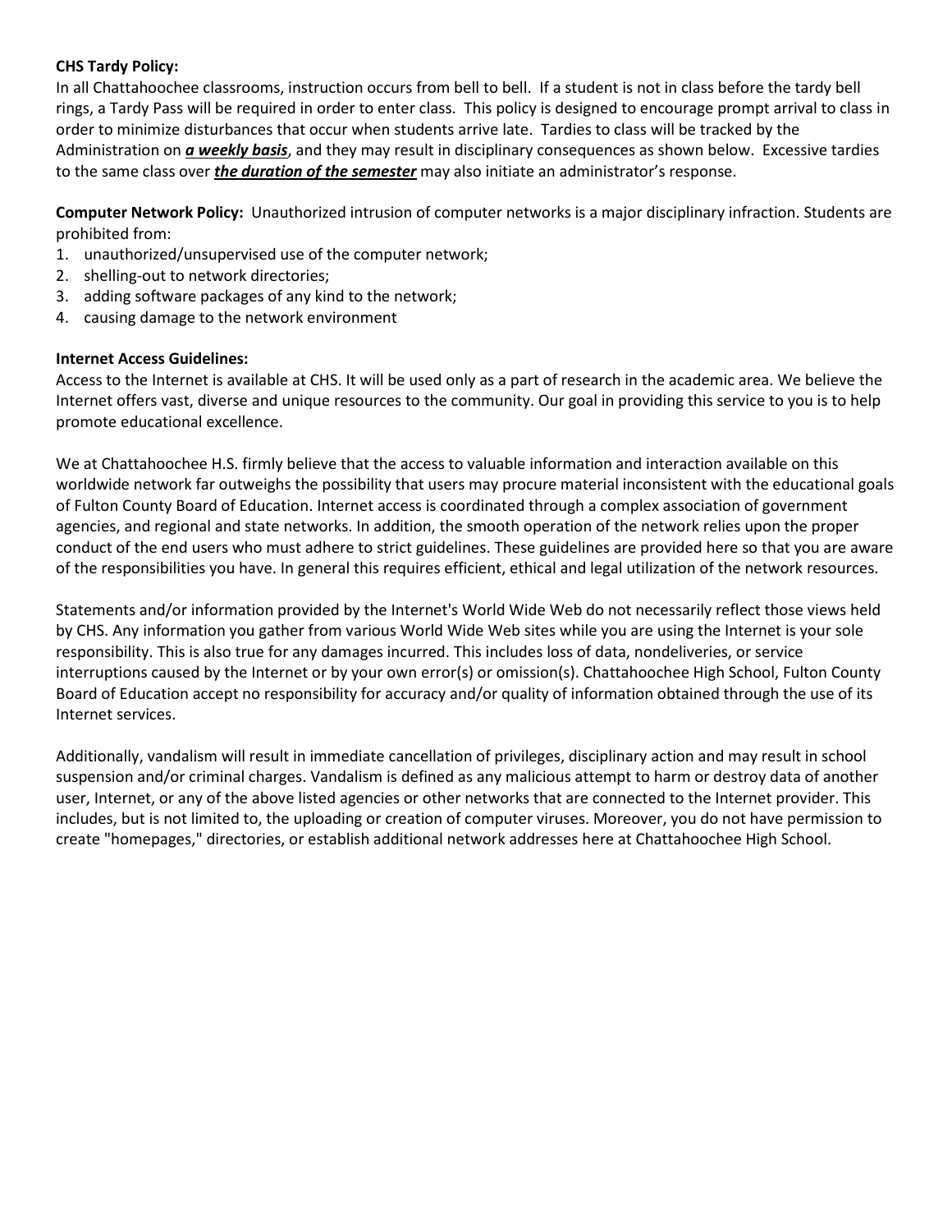**CHS Tardy Policy:**
In all Chattahoochee classrooms, instruction occurs from bell to bell. If a student is not in class before the tardy bell rings, a Tardy Pass will be required in order to enter class. This policy is designed to encourage prompt arrival to class in order to minimize disturbances that occur when students arrive late. Tardies to class will be tracked by the Administration on ***a weekly basis***, and they may result in disciplinary consequences as shown below. Excessive tardies to the same class over ***the duration of the semester*** may also initiate an administrator's response.

**Computer Network Policy:** Unauthorized intrusion of computer networks is a major disciplinary infraction. Students are prohibited from:

1. unauthorized/unsupervised use of the computer network;
2. shelling-out to network directories;
3. adding software packages of any kind to the network;
4. causing damage to the network environment

**Internet Access Guidelines:**
Access to the Internet is available at CHS. It will be used only as a part of research in the academic area. We believe the Internet offers vast, diverse and unique resources to the community. Our goal in providing this service to you is to help promote educational excellence.

We at Chattahoochee H.S. firmly believe that the access to valuable information and interaction available on this worldwide network far outweighs the possibility that users may procure material inconsistent with the educational goals of Fulton County Board of Education. Internet access is coordinated through a complex association of government agencies, and regional and state networks. In addition, the smooth operation of the network relies upon the proper conduct of the end users who must adhere to strict guidelines. These guidelines are provided here so that you are aware of the responsibilities you have. In general this requires efficient, ethical and legal utilization of the network resources.

Statements and/or information provided by the Internet's World Wide Web do not necessarily reflect those views held by CHS. Any information you gather from various World Wide Web sites while you are using the Internet is your sole responsibility. This is also true for any damages incurred. This includes loss of data, nondeliveries, or service interruptions caused by the Internet or by your own error(s) or omission(s). Chattahoochee High School, Fulton County Board of Education accept no responsibility for accuracy and/or quality of information obtained through the use of its Internet services.

Additionally, vandalism will result in immediate cancellation of privileges, disciplinary action and may result in school suspension and/or criminal charges. Vandalism is defined as any malicious attempt to harm or destroy data of another user, Internet, or any of the above listed agencies or other networks that are connected to the Internet provider. This includes, but is not limited to, the uploading or creation of computer viruses. Moreover, you do not have permission to create "homepages," directories, or establish additional network addresses here at Chattahoochee High School.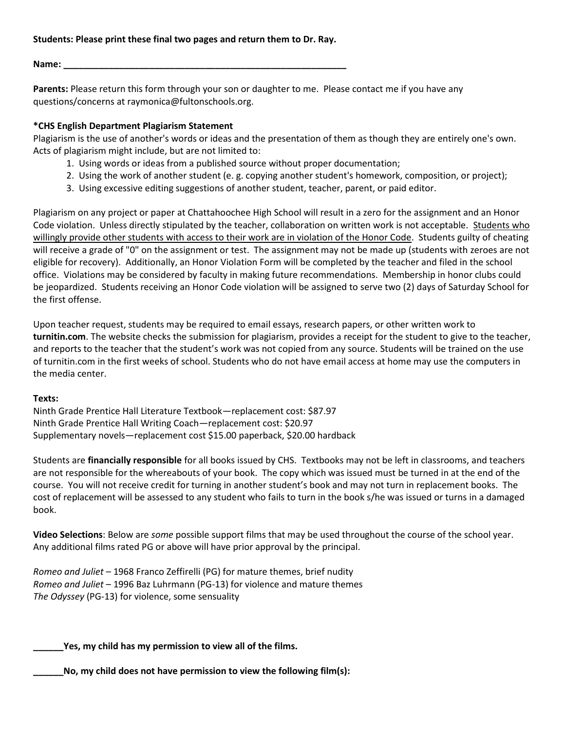**Students: Please print these final two pages and return them to Dr. Ray.**

**Name: ___________________________________________________________**

**Parents:** Please return this form through your son or daughter to me. Please contact me if you have any questions/concerns at raymonica@fultonschools.org.

**\*CHS English Department Plagiarism Statement**

Plagiarism is the use of another's words or ideas and the presentation of them as though they are entirely one's own. Acts of plagiarism might include, but are not limited to:

1. Using words or ideas from a published source without proper documentation;
2. Using the work of another student (e. g. copying another student's homework, composition, or project);
3. Using excessive editing suggestions of another student, teacher, parent, or paid editor.

Plagiarism on any project or paper at Chattahoochee High School will result in a zero for the assignment and an Honor Code violation. Unless directly stipulated by the teacher, collaboration on written work is not acceptable. <u>Students who willingly provide other students with access to their work are in violation of the Honor Code</u>. Students guilty of cheating will receive a grade of "0" on the assignment or test. The assignment may not be made up (students with zeroes are not eligible for recovery). Additionally, an Honor Violation Form will be completed by the teacher and filed in the school office. Violations may be considered by faculty in making future recommendations. Membership in honor clubs could be jeopardized. Students receiving an Honor Code violation will be assigned to serve two (2) days of Saturday School for the first offense.

Upon teacher request, students may be required to email essays, research papers, or other written work to **turnitin.com**. The website checks the submission for plagiarism, provides a receipt for the student to give to the teacher, and reports to the teacher that the student's work was not copied from any source. Students will be trained on the use of turnitin.com in the first weeks of school. Students who do not have email access at home may use the computers in the media center.

**Texts:**

Ninth Grade Prentice Hall Literature Textbook—replacement cost: $87.97
Ninth Grade Prentice Hall Writing Coach—replacement cost: $20.97
Supplementary novels—replacement cost $15.00 paperback, $20.00 hardback

Students are **financially responsible** for all books issued by CHS. Textbooks may not be left in classrooms, and teachers are not responsible for the whereabouts of your book. The copy which was issued must be turned in at the end of the course. You will not receive credit for turning in another student's book and may not turn in replacement books. The cost of replacement will be assessed to any student who fails to turn in the book s/he was issued or turns in a damaged book.

**Video Selections**: Below are *some* possible support films that may be used throughout the course of the school year. Any additional films rated PG or above will have prior approval by the principal.

*Romeo and Juliet* – 1968 Franco Zeffirelli (PG) for mature themes, brief nudity
*Romeo and Juliet* – 1996 Baz Luhrmann (PG-13) for violence and mature themes
*The Odyssey* (PG-13) for violence, some sensuality

**______Yes, my child has my permission to view all of the films.**

**______No, my child does not have permission to view the following film(s):**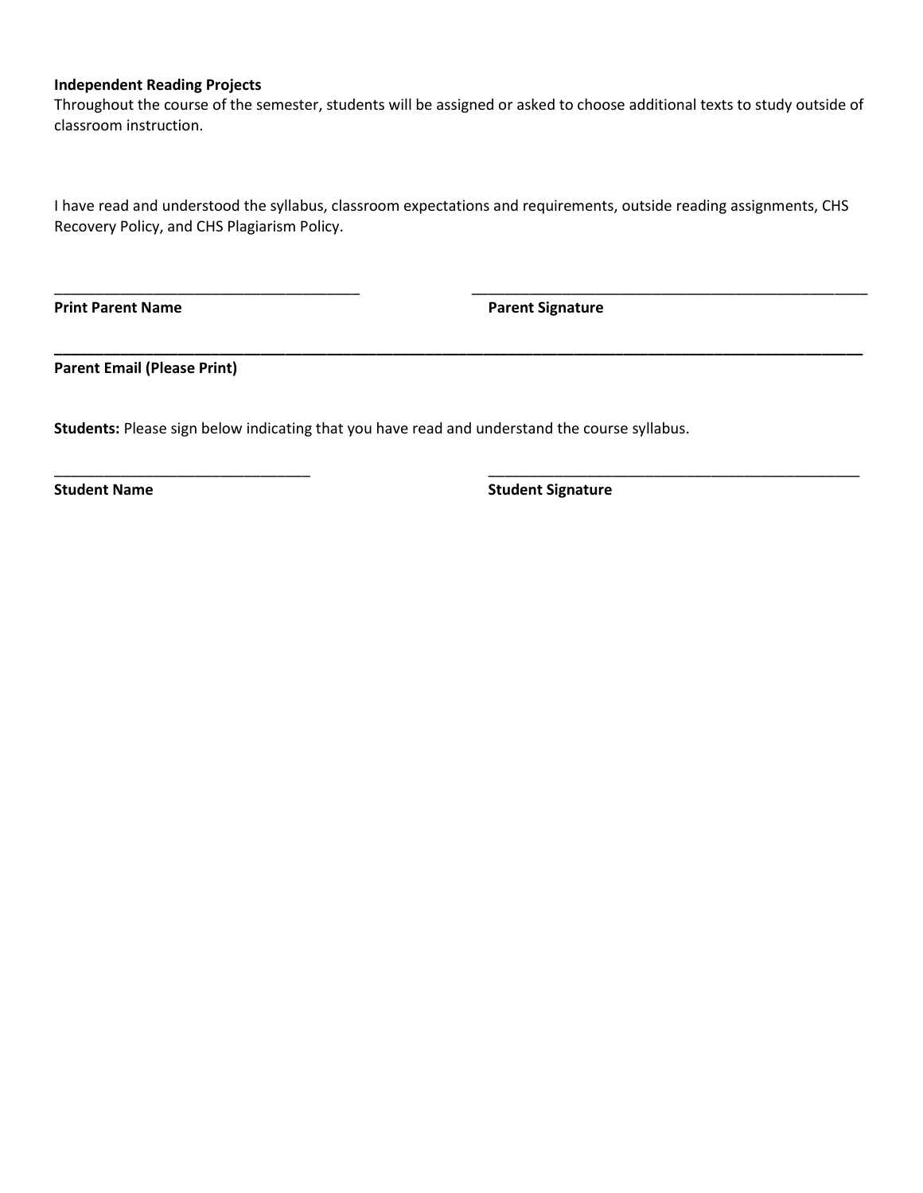**Independent Reading Projects**

Throughout the course of the semester, students will be assigned or asked to choose additional texts to study outside of classroom instruction.

I have read and understood the syllabus, classroom expectations and requirements, outside reading assignments, CHS Recovery Policy, and CHS Plagiarism Policy.

______________________________________ ________________________________________________

**Print Parent Name** **Parent Signature**

____________________________________________________________________________________________

**Parent Email (Please Print)**

**Students:** Please sign below indicating that you have read and understand the course syllabus.

______________________________ _____________________________________________

**Student Name** **Student Signature**